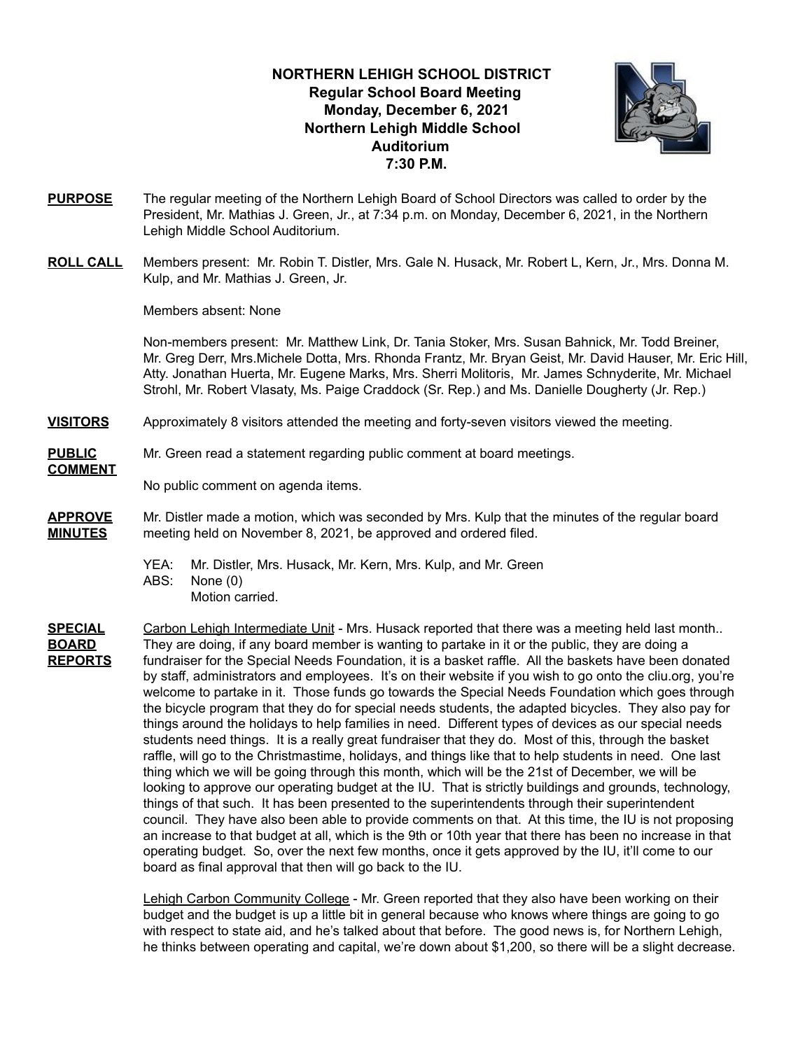# NORTHERN LEHIGH SCHOOL DISTRICT

**Regular School Board Meeting**
**Monday, December 6, 2021**
**Northern Lehigh Middle School**
**Auditorium**
**7:30 P.M.**

**PURPOSE** The regular meeting of the Northern Lehigh Board of School Directors was called to order by the President, Mr. Mathias J. Green, Jr., at 7:34 p.m. on Monday, December 6, 2021, in the Northern Lehigh Middle School Auditorium.

**ROLL CALL** Members present: Mr. Robin T. Distler, Mrs. Gale N. Husack, Mr. Robert L, Kern, Jr., Mrs. Donna M. Kulp, and Mr. Mathias J. Green, Jr.

Members absent: None

Non-members present: Mr. Matthew Link, Dr. Tania Stoker, Mrs. Susan Bahnick, Mr. Todd Breiner, Mr. Greg Derr, Mrs.Michele Dotta, Mrs. Rhonda Frantz, Mr. Bryan Geist, Mr. David Hauser, Mr. Eric Hill, Atty. Jonathan Huerta, Mr. Eugene Marks, Mrs. Sherri Molitoris, Mr. James Schnyderite, Mr. Michael Strohl, Mr. Robert Vlasaty, Ms. Paige Craddock (Sr. Rep.) and Ms. Danielle Dougherty (Jr. Rep.)

**VISITORS** Approximately 8 visitors attended the meeting and forty-seven visitors viewed the meeting.

**PUBLIC COMMENT** Mr. Green read a statement regarding public comment at board meetings.

No public comment on agenda items.

**APPROVE MINUTES** Mr. Distler made a motion, which was seconded by Mrs. Kulp that the minutes of the regular board meeting held on November 8, 2021, be approved and ordered filed.

YEA: Mr. Distler, Mrs. Husack, Mr. Kern, Mrs. Kulp, and Mr. Green
ABS: None (0)
Motion carried.

**SPECIAL BOARD REPORTS** Carbon Lehigh Intermediate Unit - Mrs. Husack reported that there was a meeting held last month.. They are doing, if any board member is wanting to partake in it or the public, they are doing a fundraiser for the Special Needs Foundation, it is a basket raffle. All the baskets have been donated by staff, administrators and employees. It's on their website if you wish to go onto the cliu.org, you're welcome to partake in it. Those funds go towards the Special Needs Foundation which goes through the bicycle program that they do for special needs students, the adapted bicycles. They also pay for things around the holidays to help families in need. Different types of devices as our special needs students need things. It is a really great fundraiser that they do. Most of this, through the basket raffle, will go to the Christmastime, holidays, and things like that to help students in need. One last thing which we will be going through this month, which will be the 21st of December, we will be looking to approve our operating budget at the IU. That is strictly buildings and grounds, technology, things of that such. It has been presented to the superintendents through their superintendent council. They have also been able to provide comments on that. At this time, the IU is not proposing an increase to that budget at all, which is the 9th or 10th year that there has been no increase in that operating budget. So, over the next few months, once it gets approved by the IU, it'll come to our board as final approval that then will go back to the IU.

Lehigh Carbon Community College - Mr. Green reported that they also have been working on their budget and the budget is up a little bit in general because who knows where things are going to go with respect to state aid, and he's talked about that before. The good news is, for Northern Lehigh, he thinks between operating and capital, we're down about $1,200, so there will be a slight decrease.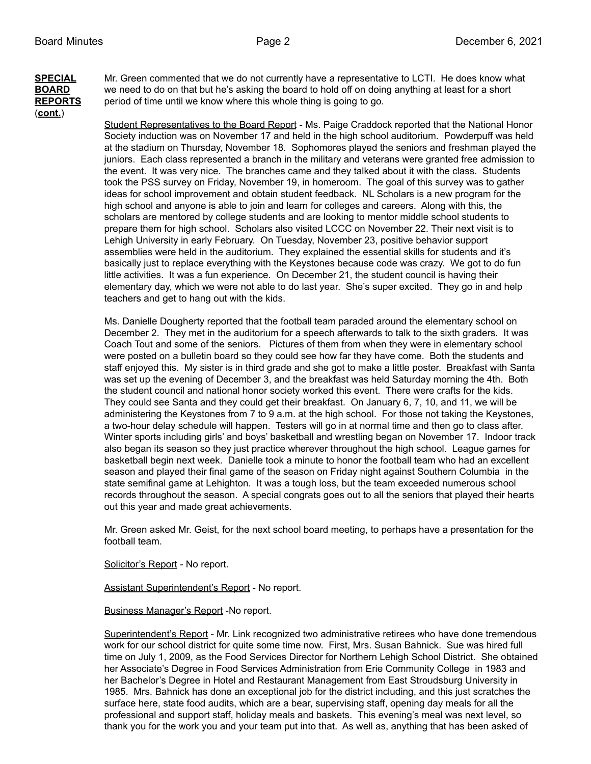**SPECIAL BOARD REPORTS (cont.)**

Mr. Green commented that we do not currently have a representative to LCTI. He does know what we need to do on that but he's asking the board to hold off on doing anything at least for a short period of time until we know where this whole thing is going to go.

Student Representatives to the Board Report - Ms. Paige Craddock reported that the National Honor Society induction was on November 17 and held in the high school auditorium. Powderpuff was held at the stadium on Thursday, November 18. Sophomores played the seniors and freshman played the juniors. Each class represented a branch in the military and veterans were granted free admission to the event. It was very nice. The branches came and they talked about it with the class. Students took the PSS survey on Friday, November 19, in homeroom. The goal of this survey was to gather ideas for school improvement and obtain student feedback. NL Scholars is a new program for the high school and anyone is able to join and learn for colleges and careers. Along with this, the scholars are mentored by college students and are looking to mentor middle school students to prepare them for high school. Scholars also visited LCCC on November 22. Their next visit is to Lehigh University in early February. On Tuesday, November 23, positive behavior support assemblies were held in the auditorium. They explained the essential skills for students and it's basically just to replace everything with the Keystones because code was crazy. We got to do fun little activities. It was a fun experience. On December 21, the student council is having their elementary day, which we were not able to do last year. She's super excited. They go in and help teachers and get to hang out with the kids.

Ms. Danielle Dougherty reported that the football team paraded around the elementary school on December 2. They met in the auditorium for a speech afterwards to talk to the sixth graders. It was Coach Tout and some of the seniors. Pictures of them from when they were in elementary school were posted on a bulletin board so they could see how far they have come. Both the students and staff enjoyed this. My sister is in third grade and she got to make a little poster. Breakfast with Santa was set up the evening of December 3, and the breakfast was held Saturday morning the 4th. Both the student council and national honor society worked this event. There were crafts for the kids. They could see Santa and they could get their breakfast. On January 6, 7, 10, and 11, we will be administering the Keystones from 7 to 9 a.m. at the high school. For those not taking the Keystones, a two-hour delay schedule will happen. Testers will go in at normal time and then go to class after. Winter sports including girls' and boys' basketball and wrestling began on November 17. Indoor track also began its season so they just practice wherever throughout the high school. League games for basketball begin next week. Danielle took a minute to honor the football team who had an excellent season and played their final game of the season on Friday night against Southern Columbia in the state semifinal game at Lehighton. It was a tough loss, but the team exceeded numerous school records throughout the season. A special congrats goes out to all the seniors that played their hearts out this year and made great achievements.

Mr. Green asked Mr. Geist, for the next school board meeting, to perhaps have a presentation for the football team.

Solicitor's Report - No report.

Assistant Superintendent's Report - No report.

Business Manager's Report -No report.

Superintendent's Report - Mr. Link recognized two administrative retirees who have done tremendous work for our school district for quite some time now. First, Mrs. Susan Bahnick. Sue was hired full time on July 1, 2009, as the Food Services Director for Northern Lehigh School District. She obtained her Associate's Degree in Food Services Administration from Erie Community College in 1983 and her Bachelor's Degree in Hotel and Restaurant Management from East Stroudsburg University in 1985. Mrs. Bahnick has done an exceptional job for the district including, and this just scratches the surface here, state food audits, which are a bear, supervising staff, opening day meals for all the professional and support staff, holiday meals and baskets. This evening's meal was next level, so thank you for the work you and your team put into that. As well as, anything that has been asked of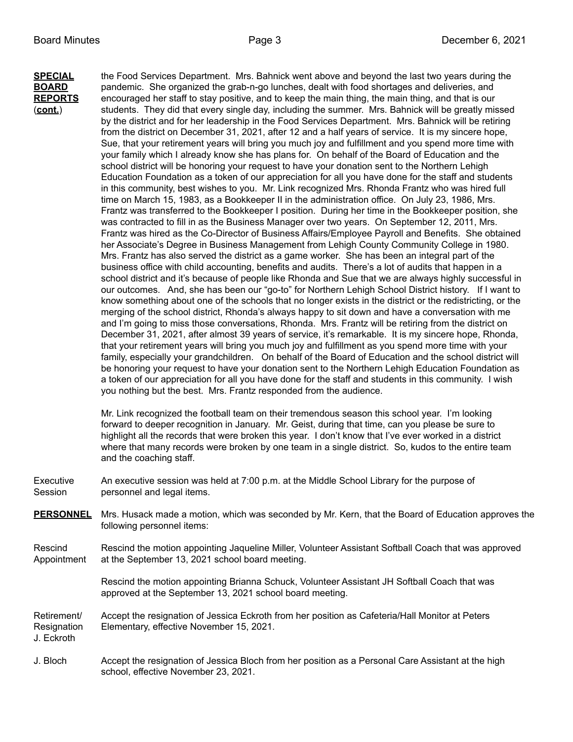**SPECIAL BOARD REPORTS (cont.)**

the Food Services Department. Mrs. Bahnick went above and beyond the last two years during the pandemic. She organized the grab-n-go lunches, dealt with food shortages and deliveries, and encouraged her staff to stay positive, and to keep the main thing, the main thing, and that is our students. They did that every single day, including the summer. Mrs. Bahnick will be greatly missed by the district and for her leadership in the Food Services Department. Mrs. Bahnick will be retiring from the district on December 31, 2021, after 12 and a half years of service. It is my sincere hope, Sue, that your retirement years will bring you much joy and fulfillment and you spend more time with your family which I already know she has plans for. On behalf of the Board of Education and the school district will be honoring your request to have your donation sent to the Northern Lehigh Education Foundation as a token of our appreciation for all you have done for the staff and students in this community, best wishes to you. Mr. Link recognized Mrs. Rhonda Frantz who was hired full time on March 15, 1983, as a Bookkeeper II in the administration office. On July 23, 1986, Mrs. Frantz was transferred to the Bookkeeper I position. During her time in the Bookkeeper position, she was contracted to fill in as the Business Manager over two years. On September 12, 2011, Mrs. Frantz was hired as the Co-Director of Business Affairs/Employee Payroll and Benefits. She obtained her Associate's Degree in Business Management from Lehigh County Community College in 1980. Mrs. Frantz has also served the district as a game worker. She has been an integral part of the business office with child accounting, benefits and audits. There's a lot of audits that happen in a school district and it's because of people like Rhonda and Sue that we are always highly successful in our outcomes. And, she has been our "go-to" for Northern Lehigh School District history. If I want to know something about one of the schools that no longer exists in the district or the redistricting, or the merging of the school district, Rhonda's always happy to sit down and have a conversation with me and I'm going to miss those conversations, Rhonda. Mrs. Frantz will be retiring from the district on December 31, 2021, after almost 39 years of service, it's remarkable. It is my sincere hope, Rhonda, that your retirement years will bring you much joy and fulfillment as you spend more time with your family, especially your grandchildren. On behalf of the Board of Education and the school district will be honoring your request to have your donation sent to the Northern Lehigh Education Foundation as a token of our appreciation for all you have done for the staff and students in this community. I wish you nothing but the best. Mrs. Frantz responded from the audience.

Mr. Link recognized the football team on their tremendous season this school year. I'm looking forward to deeper recognition in January. Mr. Geist, during that time, can you please be sure to highlight all the records that were broken this year. I don't know that I've ever worked in a district where that many records were broken by one team in a single district. So, kudos to the entire team and the coaching staff.

**Executive Session**

An executive session was held at 7:00 p.m. at the Middle School Library for the purpose of personnel and legal items.

**PERSONNEL**

Mrs. Husack made a motion, which was seconded by Mr. Kern, that the Board of Education approves the following personnel items:

**Rescind Appointment**

Rescind the motion appointing Jaqueline Miller, Volunteer Assistant Softball Coach that was approved at the September 13, 2021 school board meeting.

Rescind the motion appointing Brianna Schuck, Volunteer Assistant JH Softball Coach that was approved at the September 13, 2021 school board meeting.

**Retirement/ Resignation J. Eckroth**

Accept the resignation of Jessica Eckroth from her position as Cafeteria/Hall Monitor at Peters Elementary, effective November 15, 2021.

**J. Bloch**

Accept the resignation of Jessica Bloch from her position as a Personal Care Assistant at the high school, effective November 23, 2021.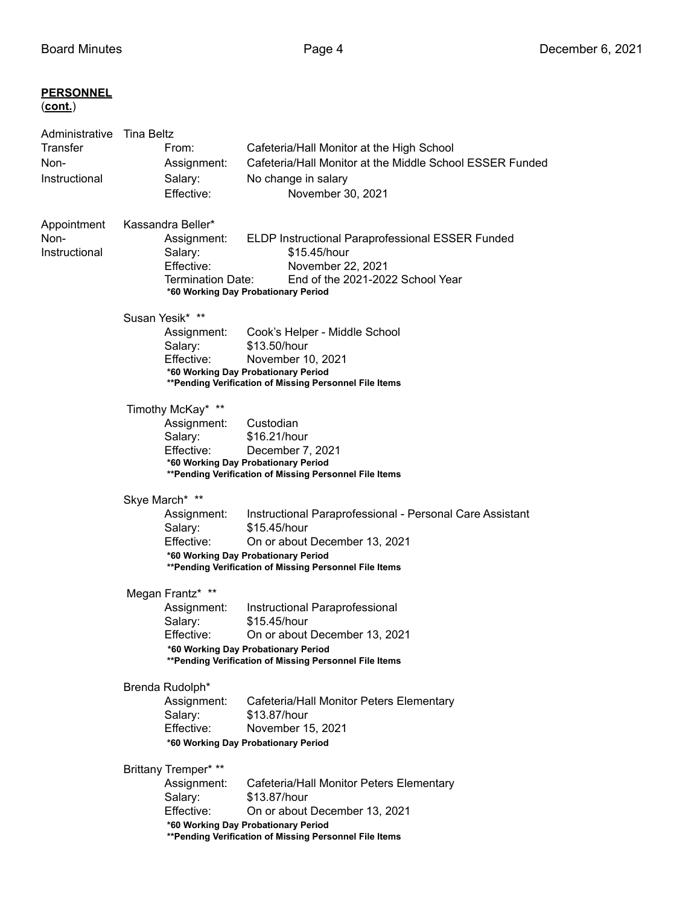**PERSONNEL**
(**cont.**)

**Administrative Transfer Non-Instructional**

Tina Beltz

- From: Cafeteria/Hall Monitor at the High School
- Assignment: Cafeteria/Hall Monitor at the Middle School ESSER Funded
- Salary: No change in salary
- Effective: November 30, 2021

**Appointment Non-Instructional**

Kassandra Beller*

- Assignment: ELDP Instructional Paraprofessional ESSER Funded
- Salary: $15.45/hour
- Effective: November 22, 2021
- Termination Date: End of the 2021-2022 School Year

**\*60 Working Day Probationary Period**

Susan Yesik* **

- Assignment: Cook's Helper - Middle School
- Salary: $13.50/hour
- Effective: November 10, 2021

**\*60 Working Day Probationary Period**
**\*\*Pending Verification of Missing Personnel File Items**

Timothy McKay* **

- Assignment: Custodian
- Salary: $16.21/hour
- Effective: December 7, 2021

**\*60 Working Day Probationary Period**
**\*\*Pending Verification of Missing Personnel File Items**

Skye March* **

- Assignment: Instructional Paraprofessional - Personal Care Assistant
- Salary: $15.45/hour
- Effective: On or about December 13, 2021

**\*60 Working Day Probationary Period**
**\*\*Pending Verification of Missing Personnel File Items**

Megan Frantz* **

- Assignment: Instructional Paraprofessional
- Salary: $15.45/hour
- Effective: On or about December 13, 2021

**\*60 Working Day Probationary Period**
**\*\*Pending Verification of Missing Personnel File Items**

Brenda Rudolph*

- Assignment: Cafeteria/Hall Monitor Peters Elementary
- Salary: $13.87/hour
- Effective: November 15, 2021

**\*60 Working Day Probationary Period**

Brittany Tremper* **

- Assignment: Cafeteria/Hall Monitor Peters Elementary
- Salary: $13.87/hour
- Effective: On or about December 13, 2021

**\*60 Working Day Probationary Period**
**\*\*Pending Verification of Missing Personnel File Items**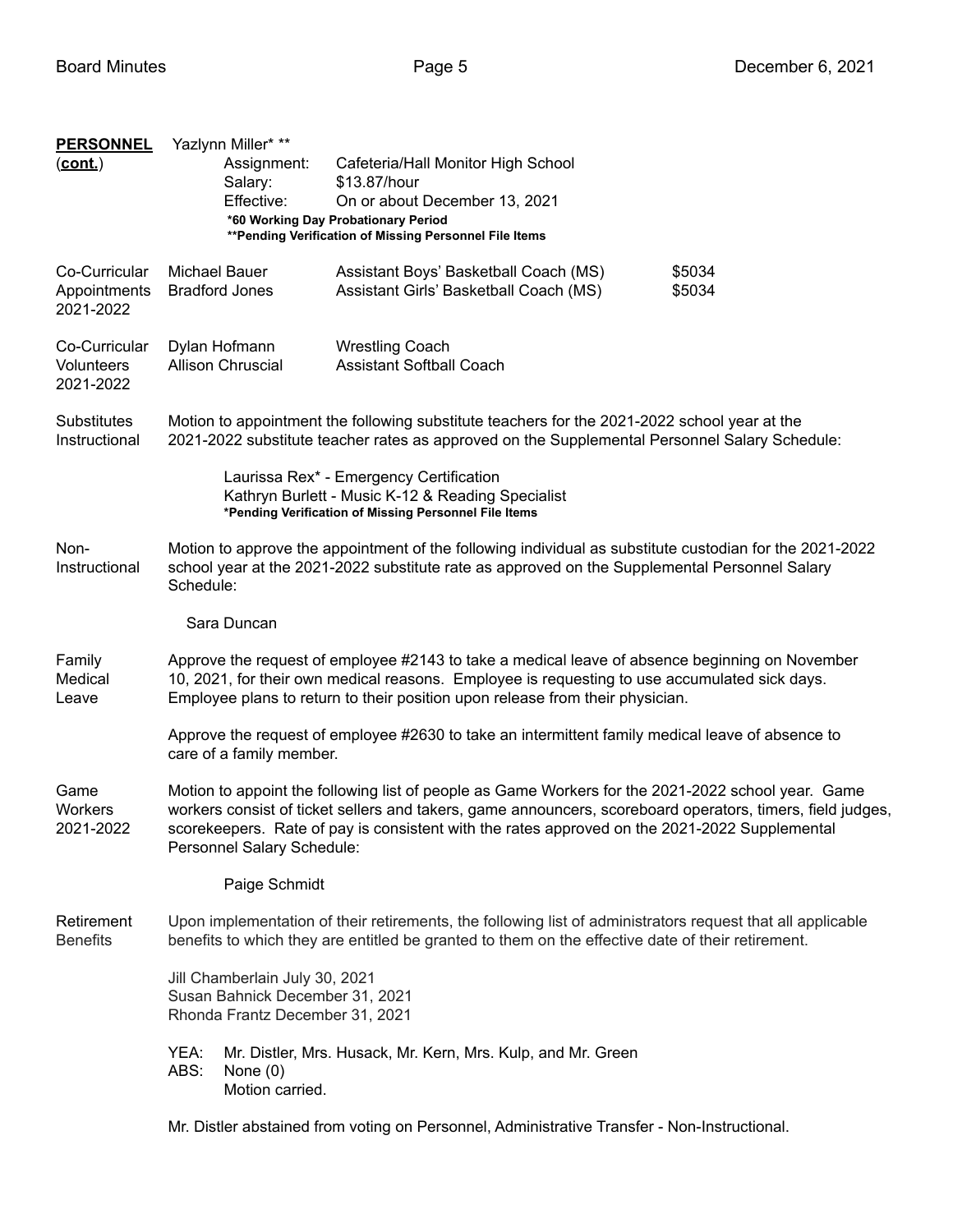**PERSONNEL (cont.)**

Yazlynn Miller* **

Assignment: Cafeteria/Hall Monitor High School
Salary: $13.87/hour
Effective: On or about December 13, 2021

***60 Working Day Probationary Period**
****Pending Verification of Missing Personnel File Items**

**Co-Curricular Appointments 2021-2022**

| | | |
|---|---|---|
| Michael Bauer | Assistant Boys' Basketball Coach (MS) | $5034 |
| Bradford Jones | Assistant Girls' Basketball Coach (MS) | $5034 |

**Co-Curricular Volunteers 2021-2022**

| | |
|---|---|
| Dylan Hofmann | Wrestling Coach |
| Allison Chruscial | Assistant Softball Coach |

**Substitutes Instructional**

Motion to appointment the following substitute teachers for the 2021-2022 school year at the 2021-2022 substitute teacher rates as approved on the Supplemental Personnel Salary Schedule:

Laurissa Rex* - Emergency Certification
Kathryn Burlett - Music K-12 & Reading Specialist
***Pending Verification of Missing Personnel File Items**

**Non-Instructional**

Motion to approve the appointment of the following individual as substitute custodian for the 2021-2022 school year at the 2021-2022 substitute rate as approved on the Supplemental Personnel Salary Schedule:

Sara Duncan

**Family Medical Leave**

Approve the request of employee #2143 to take a medical leave of absence beginning on November 10, 2021, for their own medical reasons. Employee is requesting to use accumulated sick days. Employee plans to return to their position upon release from their physician.

Approve the request of employee #2630 to take an intermittent family medical leave of absence to care of a family member.

**Game Workers 2021-2022**

Motion to appoint the following list of people as Game Workers for the 2021-2022 school year. Game workers consist of ticket sellers and takers, game announcers, scoreboard operators, timers, field judges, scorekeepers. Rate of pay is consistent with the rates approved on the 2021-2022 Supplemental Personnel Salary Schedule:

Paige Schmidt

**Retirement Benefits**

Upon implementation of their retirements, the following list of administrators request that all applicable benefits to which they are entitled be granted to them on the effective date of their retirement.

Jill Chamberlain July 30, 2021
Susan Bahnick December 31, 2021
Rhonda Frantz December 31, 2021

YEA: Mr. Distler, Mrs. Husack, Mr. Kern, Mrs. Kulp, and Mr. Green
ABS: None (0)
Motion carried.

Mr. Distler abstained from voting on Personnel, Administrative Transfer - Non-Instructional.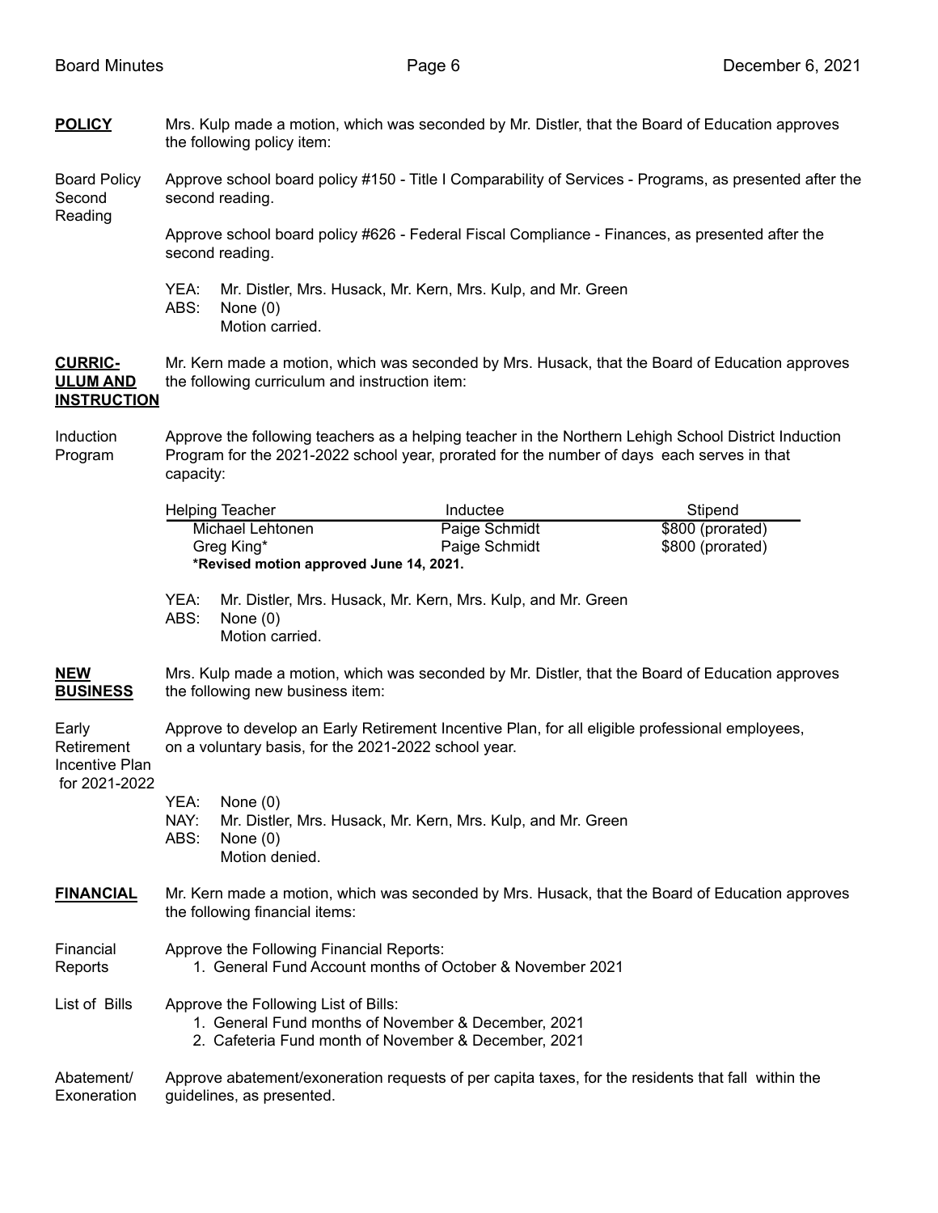**POLICY**

Mrs. Kulp made a motion, which was seconded by Mr. Distler, that the Board of Education approves the following policy item:

Board Policy Second Reading

Approve school board policy #150 - Title I Comparability of Services - Programs, as presented after the second reading.

Approve school board policy #626 - Federal Fiscal Compliance - Finances, as presented after the second reading.

YEA: Mr. Distler, Mrs. Husack, Mr. Kern, Mrs. Kulp, and Mr. Green
ABS: None (0)
Motion carried.

**CURRICULUM AND INSTRUCTION**

Mr. Kern made a motion, which was seconded by Mrs. Husack, that the Board of Education approves the following curriculum and instruction item:

Induction Program

Approve the following teachers as a helping teacher in the Northern Lehigh School District Induction Program for the 2021-2022 school year, prorated for the number of days each serves in that capacity:

| Helping Teacher | Inductee | Stipend |
|---|---|---|
| Michael Lehtonen | Paige Schmidt | $800 (prorated) |
| Greg King* | Paige Schmidt | $800 (prorated) |

**\*Revised motion approved June 14, 2021.**

YEA: Mr. Distler, Mrs. Husack, Mr. Kern, Mrs. Kulp, and Mr. Green
ABS: None (0)
Motion carried.

**NEW BUSINESS**

Mrs. Kulp made a motion, which was seconded by Mr. Distler, that the Board of Education approves the following new business item:

Early Retirement Incentive Plan for 2021-2022

Approve to develop an Early Retirement Incentive Plan, for all eligible professional employees, on a voluntary basis, for the 2021-2022 school year.

YEA: None (0)
NAY: Mr. Distler, Mrs. Husack, Mr. Kern, Mrs. Kulp, and Mr. Green
ABS: None (0)
Motion denied.

**FINANCIAL**

Mr. Kern made a motion, which was seconded by Mrs. Husack, that the Board of Education approves the following financial items:

Financial Reports

Approve the Following Financial Reports:
1. General Fund Account months of October & November 2021

List of Bills

Approve the Following List of Bills:
1. General Fund months of November & December, 2021
2. Cafeteria Fund month of November & December, 2021

Abatement/ Exoneration

Approve abatement/exoneration requests of per capita taxes, for the residents that fall within the guidelines, as presented.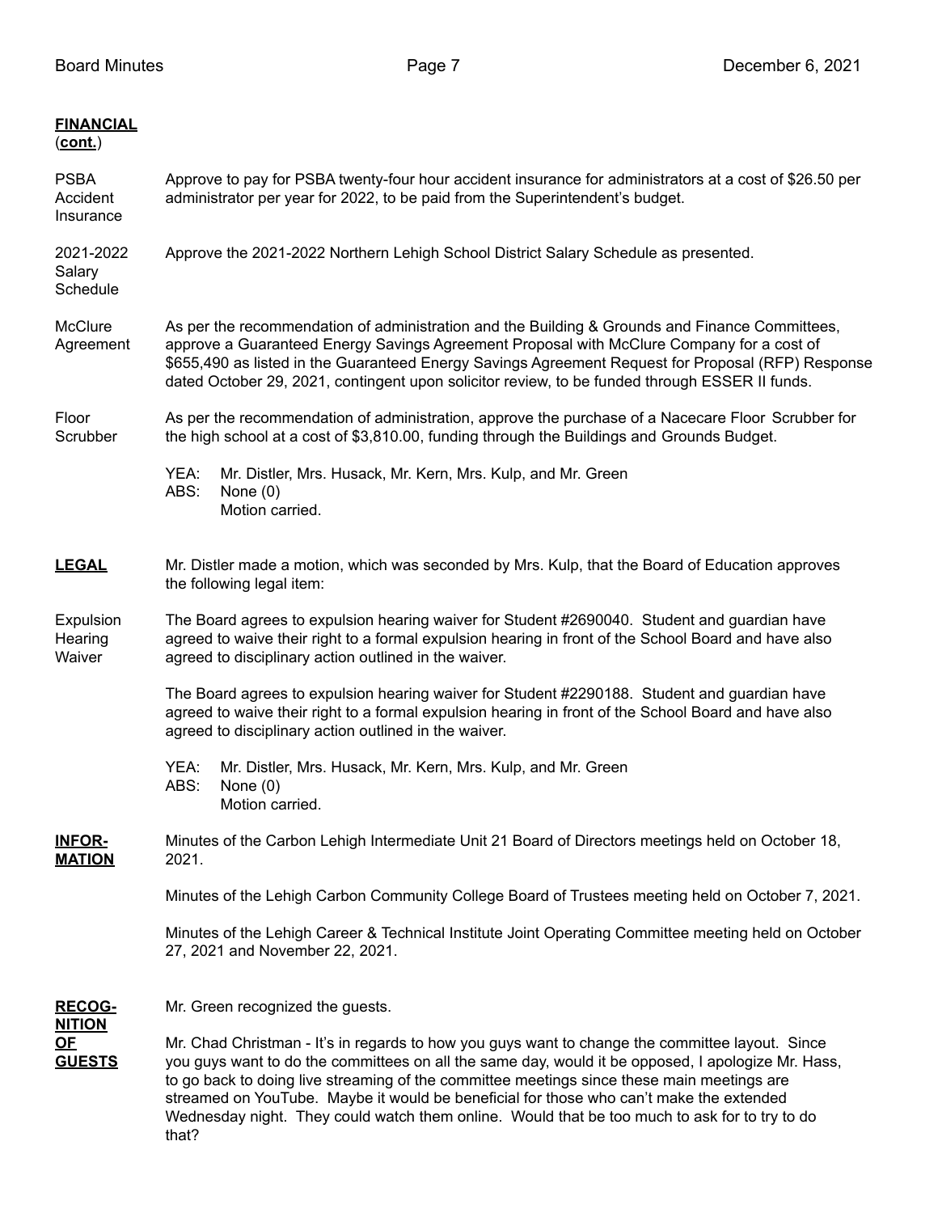**FINANCIAL** (**cont.**)

**PSBA Accident Insurance** — Approve to pay for PSBA twenty-four hour accident insurance for administrators at a cost of $26.50 per administrator per year for 2022, to be paid from the Superintendent's budget.

**2021-2022 Salary Schedule** — Approve the 2021-2022 Northern Lehigh School District Salary Schedule as presented.

**McClure Agreement** — As per the recommendation of administration and the Building & Grounds and Finance Committees, approve a Guaranteed Energy Savings Agreement Proposal with McClure Company for a cost of $655,490 as listed in the Guaranteed Energy Savings Agreement Request for Proposal (RFP) Response dated October 29, 2021, contingent upon solicitor review, to be funded through ESSER II funds.

**Floor Scrubber** — As per the recommendation of administration, approve the purchase of a Nacecare Floor Scrubber for the high school at a cost of $3,810.00, funding through the Buildings and Grounds Budget.

YEA: Mr. Distler, Mrs. Husack, Mr. Kern, Mrs. Kulp, and Mr. Green
ABS: None (0)
Motion carried.

**LEGAL**

Mr. Distler made a motion, which was seconded by Mrs. Kulp, that the Board of Education approves the following legal item:

**Expulsion Hearing Waiver** — The Board agrees to expulsion hearing waiver for Student #2690040. Student and guardian have agreed to waive their right to a formal expulsion hearing in front of the School Board and have also agreed to disciplinary action outlined in the waiver.

The Board agrees to expulsion hearing waiver for Student #2290188. Student and guardian have agreed to waive their right to a formal expulsion hearing in front of the School Board and have also agreed to disciplinary action outlined in the waiver.

YEA: Mr. Distler, Mrs. Husack, Mr. Kern, Mrs. Kulp, and Mr. Green
ABS: None (0)
Motion carried.

**INFORMATION**

Minutes of the Carbon Lehigh Intermediate Unit 21 Board of Directors meetings held on October 18, 2021.

Minutes of the Lehigh Carbon Community College Board of Trustees meeting held on October 7, 2021.

Minutes of the Lehigh Career & Technical Institute Joint Operating Committee meeting held on October 27, 2021 and November 22, 2021.

**RECOGNITION OF GUESTS**

Mr. Green recognized the guests.

Mr. Chad Christman - It's in regards to how you guys want to change the committee layout. Since you guys want to do the committees on all the same day, would it be opposed, I apologize Mr. Hass, to go back to doing live streaming of the committee meetings since these main meetings are streamed on YouTube. Maybe it would be beneficial for those who can't make the extended Wednesday night. They could watch them online. Would that be too much to ask for to try to do that?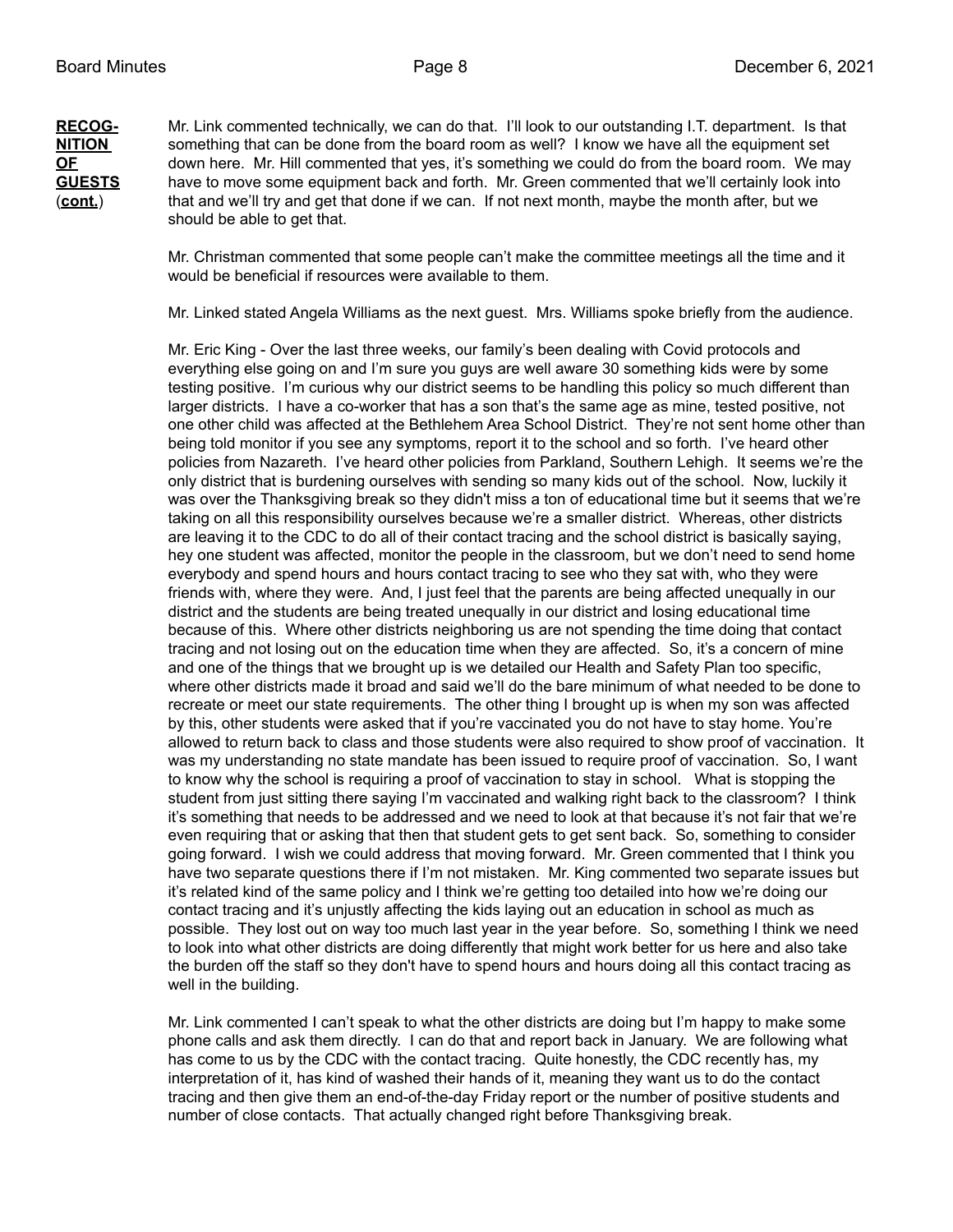**RECOGNITION OF GUESTS (cont.)**

Mr. Link commented technically, we can do that. I'll look to our outstanding I.T. department. Is that something that can be done from the board room as well? I know we have all the equipment set down here. Mr. Hill commented that yes, it's something we could do from the board room. We may have to move some equipment back and forth. Mr. Green commented that we'll certainly look into that and we'll try and get that done if we can. If not next month, maybe the month after, but we should be able to get that.

Mr. Christman commented that some people can't make the committee meetings all the time and it would be beneficial if resources were available to them.

Mr. Linked stated Angela Williams as the next guest. Mrs. Williams spoke briefly from the audience.

Mr. Eric King - Over the last three weeks, our family's been dealing with Covid protocols and everything else going on and I'm sure you guys are well aware 30 something kids were by some testing positive. I'm curious why our district seems to be handling this policy so much different than larger districts. I have a co-worker that has a son that's the same age as mine, tested positive, not one other child was affected at the Bethlehem Area School District. They're not sent home other than being told monitor if you see any symptoms, report it to the school and so forth. I've heard other policies from Nazareth. I've heard other policies from Parkland, Southern Lehigh. It seems we're the only district that is burdening ourselves with sending so many kids out of the school. Now, luckily it was over the Thanksgiving break so they didn't miss a ton of educational time but it seems that we're taking on all this responsibility ourselves because we're a smaller district. Whereas, other districts are leaving it to the CDC to do all of their contact tracing and the school district is basically saying, hey one student was affected, monitor the people in the classroom, but we don't need to send home everybody and spend hours and hours contact tracing to see who they sat with, who they were friends with, where they were. And, I just feel that the parents are being affected unequally in our district and the students are being treated unequally in our district and losing educational time because of this. Where other districts neighboring us are not spending the time doing that contact tracing and not losing out on the education time when they are affected. So, it's a concern of mine and one of the things that we brought up is we detailed our Health and Safety Plan too specific, where other districts made it broad and said we'll do the bare minimum of what needed to be done to recreate or meet our state requirements. The other thing I brought up is when my son was affected by this, other students were asked that if you're vaccinated you do not have to stay home. You're allowed to return back to class and those students were also required to show proof of vaccination. It was my understanding no state mandate has been issued to require proof of vaccination. So, I want to know why the school is requiring a proof of vaccination to stay in school. What is stopping the student from just sitting there saying I'm vaccinated and walking right back to the classroom? I think it's something that needs to be addressed and we need to look at that because it's not fair that we're even requiring that or asking that then that student gets to get sent back. So, something to consider going forward. I wish we could address that moving forward. Mr. Green commented that I think you have two separate questions there if I'm not mistaken. Mr. King commented two separate issues but it's related kind of the same policy and I think we're getting too detailed into how we're doing our contact tracing and it's unjustly affecting the kids laying out an education in school as much as possible. They lost out on way too much last year in the year before. So, something I think we need to look into what other districts are doing differently that might work better for us here and also take the burden off the staff so they don't have to spend hours and hours doing all this contact tracing as well in the building.

Mr. Link commented I can't speak to what the other districts are doing but I'm happy to make some phone calls and ask them directly. I can do that and report back in January. We are following what has come to us by the CDC with the contact tracing. Quite honestly, the CDC recently has, my interpretation of it, has kind of washed their hands of it, meaning they want us to do the contact tracing and then give them an end-of-the-day Friday report or the number of positive students and number of close contacts. That actually changed right before Thanksgiving break.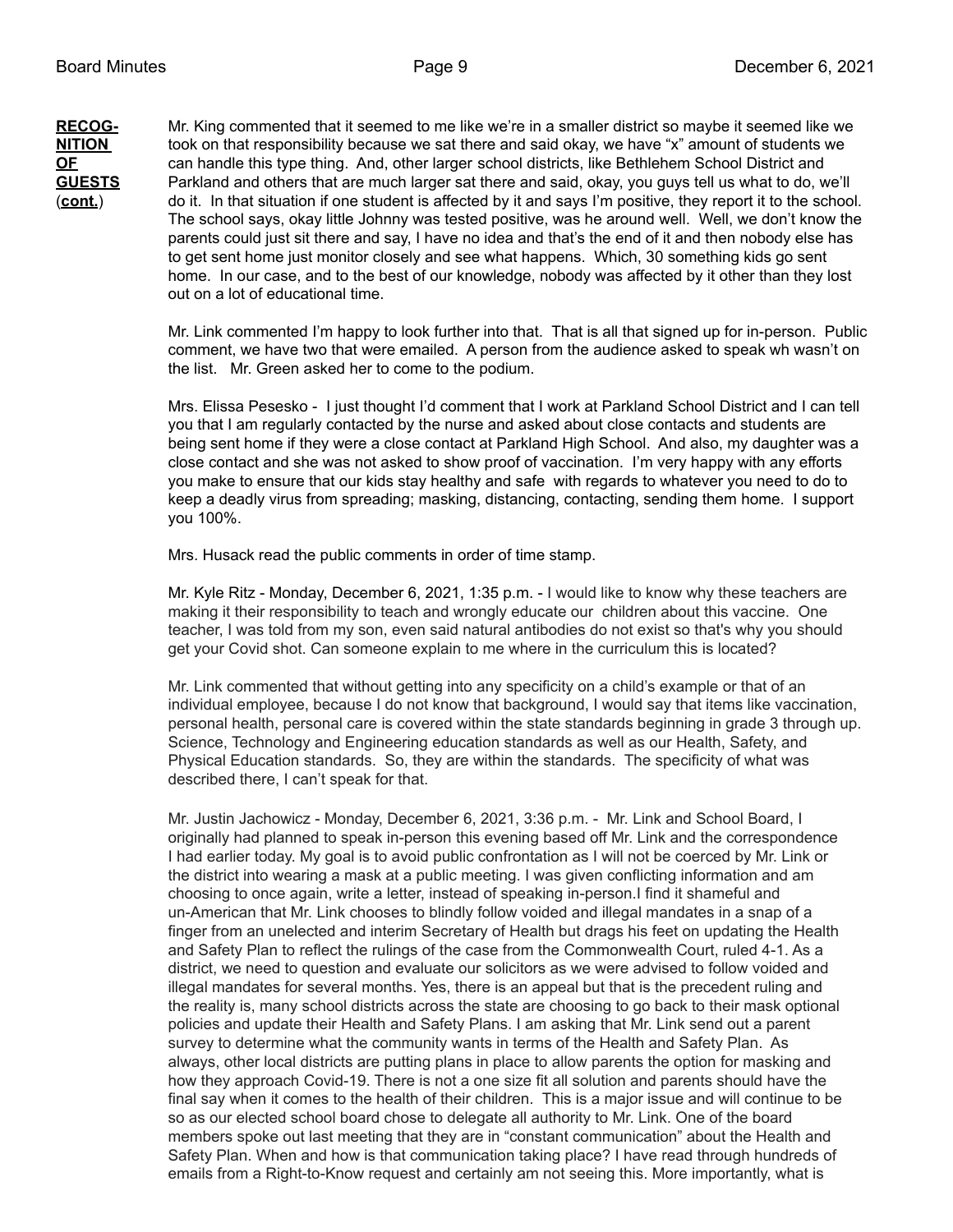**RECOGNITION OF GUESTS (cont.)**

Mr. King commented that it seemed to me like we're in a smaller district so maybe it seemed like we took on that responsibility because we sat there and said okay, we have "x" amount of students we can handle this type thing. And, other larger school districts, like Bethlehem School District and Parkland and others that are much larger sat there and said, okay, you guys tell us what to do, we'll do it. In that situation if one student is affected by it and says I'm positive, they report it to the school. The school says, okay little Johnny was tested positive, was he around well. Well, we don't know the parents could just sit there and say, I have no idea and that's the end of it and then nobody else has to get sent home just monitor closely and see what happens. Which, 30 something kids go sent home. In our case, and to the best of our knowledge, nobody was affected by it other than they lost out on a lot of educational time.

Mr. Link commented I'm happy to look further into that. That is all that signed up for in-person. Public comment, we have two that were emailed. A person from the audience asked to speak wh wasn't on the list. Mr. Green asked her to come to the podium.

Mrs. Elissa Pesesko - I just thought I'd comment that I work at Parkland School District and I can tell you that I am regularly contacted by the nurse and asked about close contacts and students are being sent home if they were a close contact at Parkland High School. And also, my daughter was a close contact and she was not asked to show proof of vaccination. I'm very happy with any efforts you make to ensure that our kids stay healthy and safe with regards to whatever you need to do to keep a deadly virus from spreading; masking, distancing, contacting, sending them home. I support you 100%.

Mrs. Husack read the public comments in order of time stamp.

Mr. Kyle Ritz - Monday, December 6, 2021, 1:35 p.m. - I would like to know why these teachers are making it their responsibility to teach and wrongly educate our children about this vaccine. One teacher, I was told from my son, even said natural antibodies do not exist so that's why you should get your Covid shot. Can someone explain to me where in the curriculum this is located?

Mr. Link commented that without getting into any specificity on a child's example or that of an individual employee, because I do not know that background, I would say that items like vaccination, personal health, personal care is covered within the state standards beginning in grade 3 through up. Science, Technology and Engineering education standards as well as our Health, Safety, and Physical Education standards. So, they are within the standards. The specificity of what was described there, I can't speak for that.

Mr. Justin Jachowicz - Monday, December 6, 2021, 3:36 p.m. - Mr. Link and School Board, I originally had planned to speak in-person this evening based off Mr. Link and the correspondence I had earlier today. My goal is to avoid public confrontation as I will not be coerced by Mr. Link or the district into wearing a mask at a public meeting. I was given conflicting information and am choosing to once again, write a letter, instead of speaking in-person.I find it shameful and un-American that Mr. Link chooses to blindly follow voided and illegal mandates in a snap of a finger from an unelected and interim Secretary of Health but drags his feet on updating the Health and Safety Plan to reflect the rulings of the case from the Commonwealth Court, ruled 4-1. As a district, we need to question and evaluate our solicitors as we were advised to follow voided and illegal mandates for several months. Yes, there is an appeal but that is the precedent ruling and the reality is, many school districts across the state are choosing to go back to their mask optional policies and update their Health and Safety Plans. I am asking that Mr. Link send out a parent survey to determine what the community wants in terms of the Health and Safety Plan. As always, other local districts are putting plans in place to allow parents the option for masking and how they approach Covid-19. There is not a one size fit all solution and parents should have the final say when it comes to the health of their children. This is a major issue and will continue to be so as our elected school board chose to delegate all authority to Mr. Link. One of the board members spoke out last meeting that they are in "constant communication" about the Health and Safety Plan. When and how is that communication taking place? I have read through hundreds of emails from a Right-to-Know request and certainly am not seeing this. More importantly, what is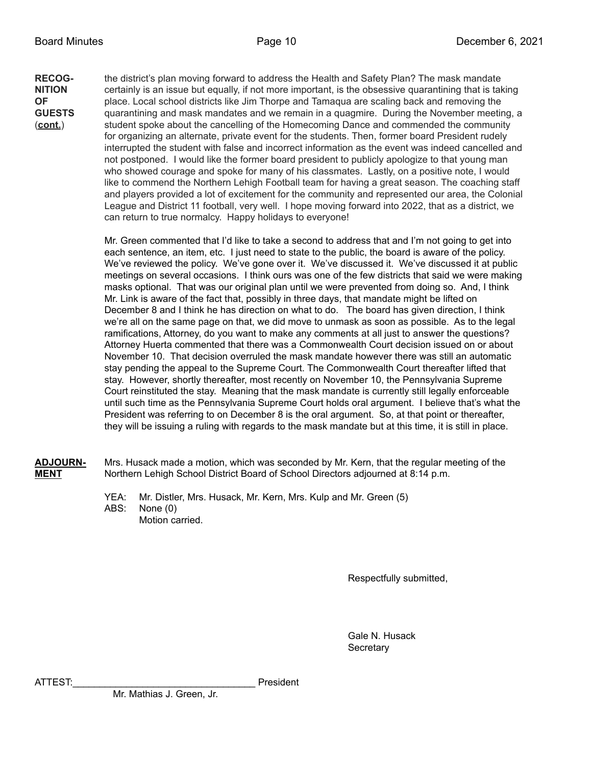**RECOGNITION OF GUESTS (cont.)**

the district's plan moving forward to address the Health and Safety Plan? The mask mandate certainly is an issue but equally, if not more important, is the obsessive quarantining that is taking place. Local school districts like Jim Thorpe and Tamaqua are scaling back and removing the quarantining and mask mandates and we remain in a quagmire. During the November meeting, a student spoke about the cancelling of the Homecoming Dance and commended the community for organizing an alternate, private event for the students. Then, former board President rudely interrupted the student with false and incorrect information as the event was indeed cancelled and not postponed. I would like the former board president to publicly apologize to that young man who showed courage and spoke for many of his classmates. Lastly, on a positive note, I would like to commend the Northern Lehigh Football team for having a great season. The coaching staff and players provided a lot of excitement for the community and represented our area, the Colonial League and District 11 football, very well. I hope moving forward into 2022, that as a district, we can return to true normalcy. Happy holidays to everyone!

Mr. Green commented that I'd like to take a second to address that and I'm not going to get into each sentence, an item, etc. I just need to state to the public, the board is aware of the policy. We've reviewed the policy. We've gone over it. We've discussed it. We've discussed it at public meetings on several occasions. I think ours was one of the few districts that said we were making masks optional. That was our original plan until we were prevented from doing so. And, I think Mr. Link is aware of the fact that, possibly in three days, that mandate might be lifted on December 8 and I think he has direction on what to do. The board has given direction, I think we're all on the same page on that, we did move to unmask as soon as possible. As to the legal ramifications, Attorney, do you want to make any comments at all just to answer the questions? Attorney Huerta commented that there was a Commonwealth Court decision issued on or about November 10. That decision overruled the mask mandate however there was still an automatic stay pending the appeal to the Supreme Court. The Commonwealth Court thereafter lifted that stay. However, shortly thereafter, most recently on November 10, the Pennsylvania Supreme Court reinstituted the stay. Meaning that the mask mandate is currently still legally enforceable until such time as the Pennsylvania Supreme Court holds oral argument. I believe that's what the President was referring to on December 8 is the oral argument. So, at that point or thereafter, they will be issuing a ruling with regards to the mask mandate but at this time, it is still in place.

**ADJOURNMENT**

Mrs. Husack made a motion, which was seconded by Mr. Kern, that the regular meeting of the Northern Lehigh School District Board of School Directors adjourned at 8:14 p.m.

YEA: Mr. Distler, Mrs. Husack, Mr. Kern, Mrs. Kulp and Mr. Green (5)
ABS: None (0)
Motion carried.

Respectfully submitted,

Gale N. Husack
Secretary

ATTEST:\_\_\_\_\_\_\_\_\_\_\_\_\_\_\_\_\_\_\_\_\_\_\_\_\_\_\_\_\_\_\_\_\_\_ President
Mr. Mathias J. Green, Jr.